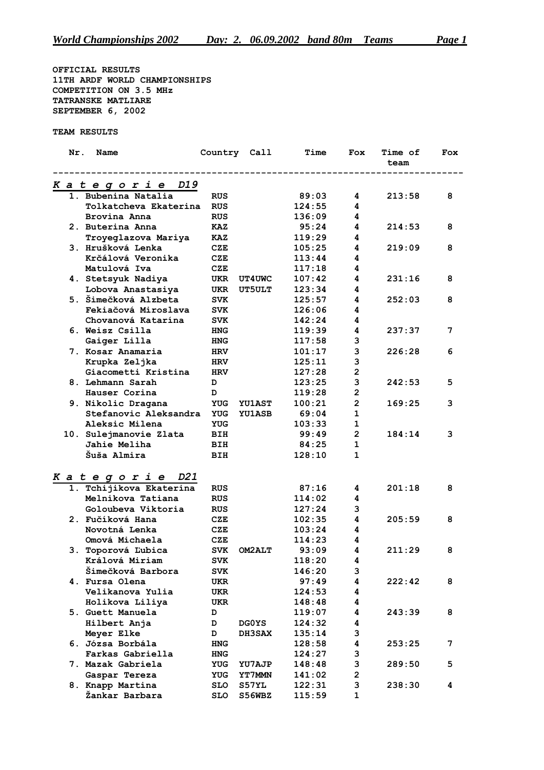OFFICIAL RESULTS
11TH ARDF WORLD CHAMPIONSHIPS
COMPETITION ON 3.5 MHz
TATRANSKE MATLIARE
SEPTEMBER 6, 2002

TEAM RESULTS

| Nr. | Name | Country | Call | Time | Fox | Time of team | Fox |
|---|---|---|---|---|---|---|---|
| ***Kategorie D19*** | | | | | | | |
| 1. | Bubenina Natalia | RUS | | 89:03 | 4 | 213:58 | 8 |
| | Tolkatcheva Ekaterina | RUS | | 124:55 | 4 | | |
| | Brovina Anna | RUS | | 136:09 | 4 | | |
| 2. | Buterina Anna | KAZ | | 95:24 | 4 | 214:53 | 8 |
| | Troyeglazova Mariya | KAZ | | 119:29 | 4 | | |
| 3. | Hrušková Lenka | CZE | | 105:25 | 4 | 219:09 | 8 |
| | Krčálová Veronika | CZE | | 113:44 | 4 | | |
| | Matulová Iva | CZE | | 117:18 | 4 | | |
| 4. | Stetsyuk Nadiya | UKR | UT4UWC | 107:42 | 4 | 231:16 | 8 |
| | Lobova Anastasiya | UKR | UT5ULT | 123:34 | 4 | | |
| 5. | Šimečková Alzbeta | SVK | | 125:57 | 4 | 252:03 | 8 |
| | Fekiačová Miroslava | SVK | | 126:06 | 4 | | |
| | Chovanová Katarína | SVK | | 142:24 | 4 | | |
| 6. | Weisz Csilla | HNG | | 119:39 | 4 | 237:37 | 7 |
| | Gaiger Lilla | HNG | | 117:58 | 3 | | |
| 7. | Kosar Anamaria | HRV | | 101:17 | 3 | 226:28 | 6 |
| | Krupka Zeljka | HRV | | 125:11 | 3 | | |
| | Giacometti Kristina | HRV | | 127:28 | 2 | | |
| 8. | Lehmann Sarah | D | | 123:25 | 3 | 242:53 | 5 |
| | Hauser Corina | D | | 119:28 | 2 | | |
| 9. | Nikolic Dragana | YUG | YU1AST | 100:21 | 2 | 169:25 | 3 |
| | Stefanovic Aleksandra | YUG | YU1ASB | 69:04 | 1 | | |
| | Aleksic Milena | YUG | | 103:33 | 1 | | |
| 10. | Sulejmanovie Zlata | BIH | | 99:49 | 2 | 184:14 | 3 |
| | Jahie Meliha | BIH | | 84:25 | 1 | | |
| | Šuša Almira | BIH | | 128:10 | 1 | | |
| ***Kategorie D21*** | | | | | | | |
| 1. | Tchijikova Ekaterina | RUS | | 87:16 | 4 | 201:18 | 8 |
| | Melnikova Tatiana | RUS | | 114:02 | 4 | | |
| | Goloubeva Viktoria | RUS | | 127:24 | 3 | | |
| 2. | Fučíková Hana | CZE | | 102:35 | 4 | 205:59 | 8 |
| | Novotná Lenka | CZE | | 103:24 | 4 | | |
| | Omová Michaela | CZE | | 114:23 | 4 | | |
| 3. | Toporová Ľubica | SVK | OM2ALT | 93:09 | 4 | 211:29 | 8 |
| | Králová Miriam | SVK | | 118:20 | 4 | | |
| | Šimečková Barbora | SVK | | 146:20 | 3 | | |
| 4. | Fursa Olena | UKR | | 97:49 | 4 | 222:42 | 8 |
| | Velikanova Yulia | UKR | | 124:53 | 4 | | |
| | Holikova Liliya | UKR | | 148:48 | 4 | | |
| 5. | Guett Manuela | D | | 119:07 | 4 | 243:39 | 8 |
| | Hilbert Anja | D | DG0YS | 124:32 | 4 | | |
| | Meyer Elke | D | DH3SAX | 135:14 | 3 | | |
| 6. | Józsa Borbála | HNG | | 128:58 | 4 | 253:25 | 7 |
| | Farkas Gabriella | HNG | | 124:27 | 3 | | |
| 7. | Mazak Gabriela | YUG | YU7AJP | 148:48 | 3 | 289:50 | 5 |
| | Gaspar Tereza | YUG | YT7MMN | 141:02 | 2 | | |
| 8. | Knapp Martina | SLO | S57YL | 122:31 | 3 | 238:30 | 4 |
| | Žankar Barbara | SLO | S56WBZ | 115:59 | 1 | | |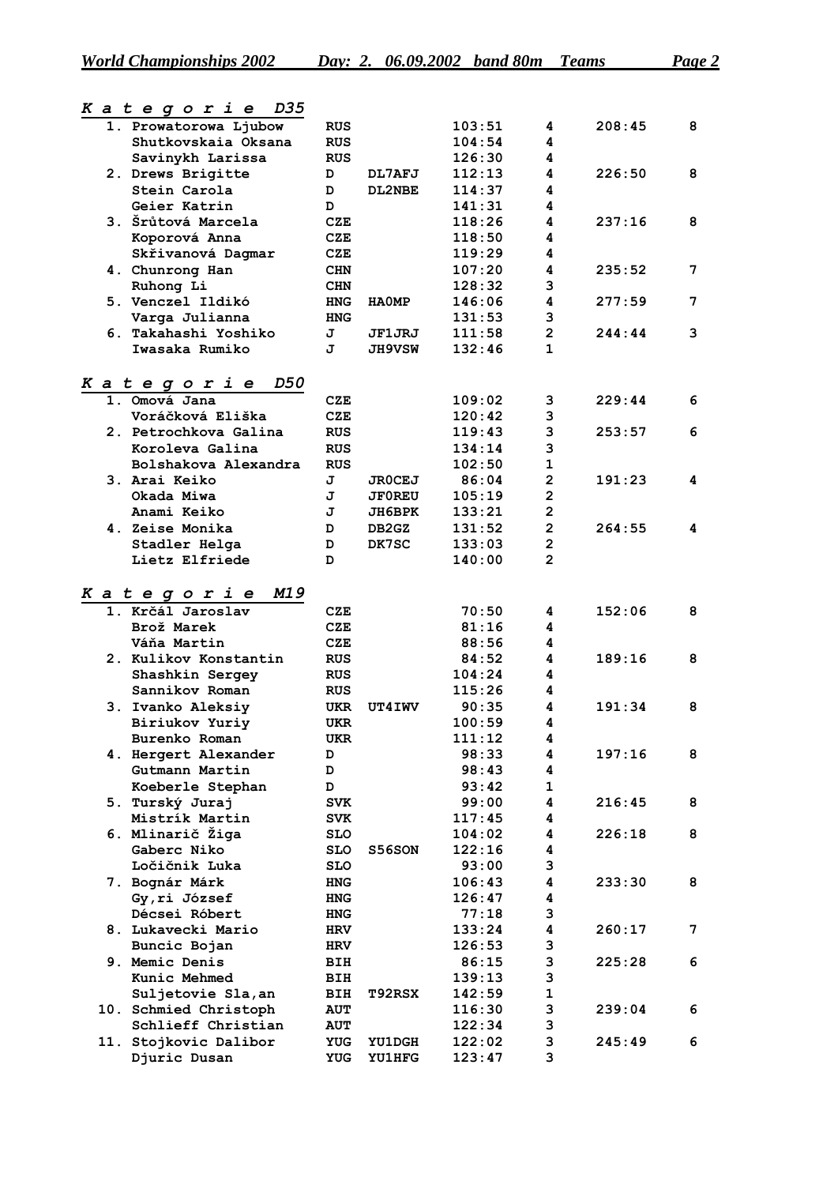## Kategorie D35

| | Name | Country | Call | Time | Controls | Team Time | Team Controls |
|---|---|---|---|---|---|---|---|
| 1. | Prowatorowa Ljubow | RUS | | 103:51 | 4 | 208:45 | 8 |
| | Shutkovskaia Oksana | RUS | | 104:54 | 4 | | |
| | Savinykh Larissa | RUS | | 126:30 | 4 | | |
| 2. | Drews Brigitte | D | DL7AFJ | 112:13 | 4 | 226:50 | 8 |
| | Stein Carola | D | DL2NBE | 114:37 | 4 | | |
| | Geier Katrin | D | | 141:31 | 4 | | |
| 3. | Šrůtová Marcela | CZE | | 118:26 | 4 | 237:16 | 8 |
| | Koporová Anna | CZE | | 118:50 | 4 | | |
| | Skřivanová Dagmar | CZE | | 119:29 | 4 | | |
| 4. | Chunrong Han | CHN | | 107:20 | 4 | 235:52 | 7 |
| | Ruhong Li | CHN | | 128:32 | 3 | | |
| 5. | Venczel Ildikó | HNG | HA0MP | 146:06 | 4 | 277:59 | 7 |
| | Varga Julianna | HNG | | 131:53 | 3 | | |
| 6. | Takahashi Yoshiko | J | JF1JRJ | 111:58 | 2 | 244:44 | 3 |
| | Iwasaka Rumiko | J | JH9VSW | 132:46 | 1 | | |

## Kategorie D50

| | Name | Country | Call | Time | Controls | Team Time | Team Controls |
|---|---|---|---|---|---|---|---|
| 1. | Omová Jana | CZE | | 109:02 | 3 | 229:44 | 6 |
| | Voráčková Eliška | CZE | | 120:42 | 3 | | |
| 2. | Petrochkova Galina | RUS | | 119:43 | 3 | 253:57 | 6 |
| | Koroleva Galina | RUS | | 134:14 | 3 | | |
| | Bolshakova Alexandra | RUS | | 102:50 | 1 | | |
| 3. | Arai Keiko | J | JR0CEJ | 86:04 | 2 | 191:23 | 4 |
| | Okada Miwa | J | JF0REU | 105:19 | 2 | | |
| | Anami Keiko | J | JH6BPK | 133:21 | 2 | | |
| 4. | Zeise Monika | D | DB2GZ | 131:52 | 2 | 264:55 | 4 |
| | Stadler Helga | D | DK7SC | 133:03 | 2 | | |
| | Lietz Elfriede | D | | 140:00 | 2 | | |

## Kategorie M19

| | Name | Country | Call | Time | Controls | Team Time | Team Controls |
|---|---|---|---|---|---|---|---|
| 1. | Krčál Jaroslav | CZE | | 70:50 | 4 | 152:06 | 8 |
| | Brož Marek | CZE | | 81:16 | 4 | | |
| | Váňa Martin | CZE | | 88:56 | 4 | | |
| 2. | Kulikov Konstantin | RUS | | 84:52 | 4 | 189:16 | 8 |
| | Shashkin Sergey | RUS | | 104:24 | 4 | | |
| | Sannikov Roman | RUS | | 115:26 | 4 | | |
| 3. | Ivanko Aleksiy | UKR | UT4IWV | 90:35 | 4 | 191:34 | 8 |
| | Biriukov Yuriy | UKR | | 100:59 | 4 | | |
| | Burenko Roman | UKR | | 111:12 | 4 | | |
| 4. | Hergert Alexander | D | | 98:33 | 4 | 197:16 | 8 |
| | Gutmann Martin | D | | 98:43 | 4 | | |
| | Koeberle Stephan | D | | 93:42 | 1 | | |
| 5. | Turský Juraj | SVK | | 99:00 | 4 | 216:45 | 8 |
| | Mistrík Martin | SVK | | 117:45 | 4 | | |
| 6. | Mlinarič Žiga | SLO | | 104:02 | 4 | 226:18 | 8 |
| | Gaberc Niko | SLO | S56SON | 122:16 | 4 | | |
| | Ločičnik Luka | SLO | | 93:00 | 3 | | |
| 7. | Bognár Márk | HNG | | 106:43 | 4 | 233:30 | 8 |
| | Gy,ri József | HNG | | 126:47 | 4 | | |
| | Décsei Róbert | HNG | | 77:18 | 3 | | |
| 8. | Lukavecki Mario | HRV | | 133:24 | 4 | 260:17 | 7 |
| | Buncic Bojan | HRV | | 126:53 | 3 | | |
| 9. | Memic Denis | BIH | | 86:15 | 3 | 225:28 | 6 |
| | Kunic Mehmed | BIH | | 139:13 | 3 | | |
| | Suljetovie Sla,an | BIH | T92RSX | 142:59 | 1 | | |
| 10. | Schmied Christoph | AUT | | 116:30 | 3 | 239:04 | 6 |
| | Schlieff Christian | AUT | | 122:34 | 3 | | |
| 11. | Stojkovic Dalibor | YUG | YU1DGH | 122:02 | 3 | 245:49 | 6 |
| | Djuric Dusan | YUG | YU1HFG | 123:47 | 3 | | |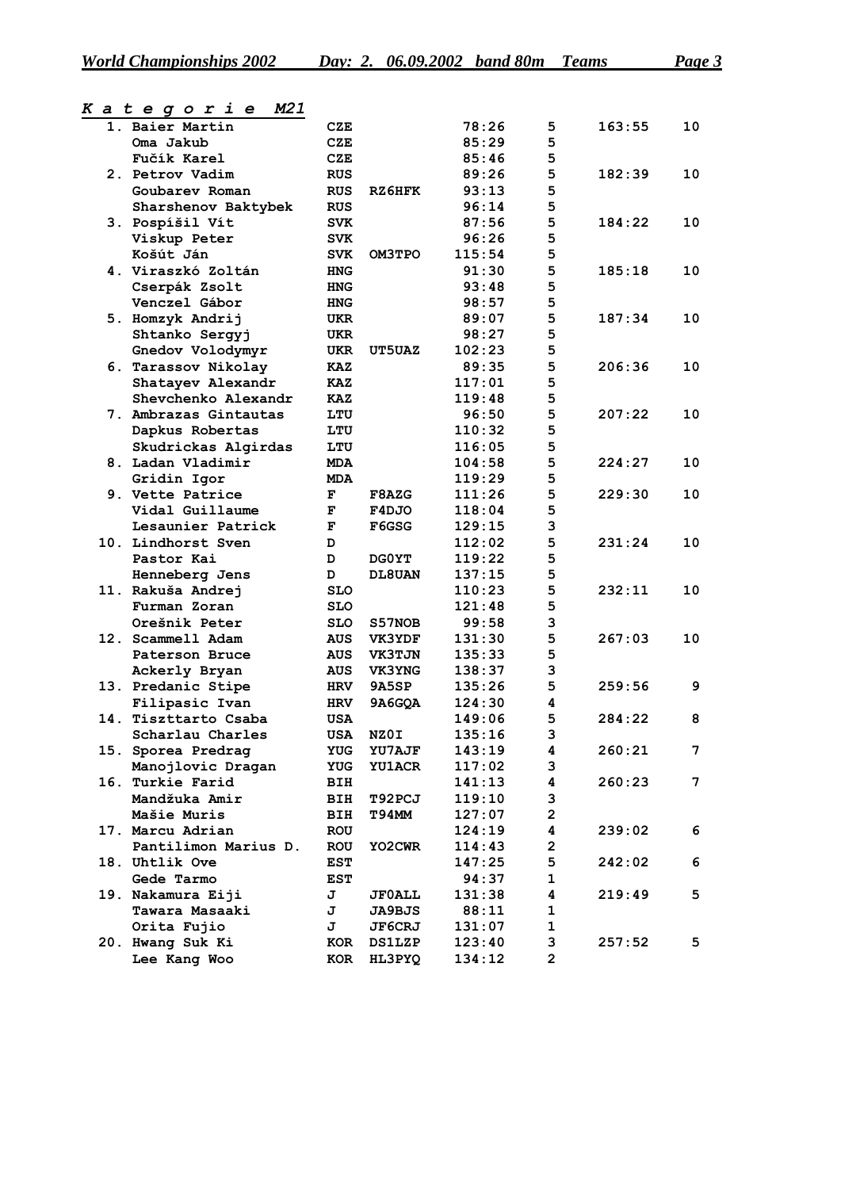## *K a t e g o r i e   M21*

| Rank | Name | Country | Call | Time | Foxes | Total Time | Total Foxes |
|---|---|---|---|---|---|---|---|
| 1. | Baier Martin | CZE | | 78:26 | 5 | 163:55 | 10 |
| | Oma Jakub | CZE | | 85:29 | 5 | | |
| | Fučík Karel | CZE | | 85:46 | 5 | | |
| 2. | Petrov Vadim | RUS | | 89:26 | 5 | 182:39 | 10 |
| | Goubarev Roman | RUS | RZ6HFK | 93:13 | 5 | | |
| | Sharshenov Baktybek | RUS | | 96:14 | 5 | | |
| 3. | Pospíšil Vít | SVK | | 87:56 | 5 | 184:22 | 10 |
| | Viskup Peter | SVK | | 96:26 | 5 | | |
| | Košút Ján | SVK | OM3TPO | 115:54 | 5 | | |
| 4. | Viraszkó Zoltán | HNG | | 91:30 | 5 | 185:18 | 10 |
| | Cserpák Zsolt | HNG | | 93:48 | 5 | | |
| | Venczel Gábor | HNG | | 98:57 | 5 | | |
| 5. | Homzyk Andrij | UKR | | 89:07 | 5 | 187:34 | 10 |
| | Shtanko Sergyj | UKR | | 98:27 | 5 | | |
| | Gnedov Volodymyr | UKR | UT5UAZ | 102:23 | 5 | | |
| 6. | Tarassov Nikolay | KAZ | | 89:35 | 5 | 206:36 | 10 |
| | Shatayev Alexandr | KAZ | | 117:01 | 5 | | |
| | Shevchenko Alexandr | KAZ | | 119:48 | 5 | | |
| 7. | Ambrazas Gintautas | LTU | | 96:50 | 5 | 207:22 | 10 |
| | Dapkus Robertas | LTU | | 110:32 | 5 | | |
| | Skudrickas Algirdas | LTU | | 116:05 | 5 | | |
| 8. | Ladan Vladimir | MDA | | 104:58 | 5 | 224:27 | 10 |
| | Gridin Igor | MDA | | 119:29 | 5 | | |
| 9. | Vette Patrice | F | F8AZG | 111:26 | 5 | 229:30 | 10 |
| | Vidal Guillaume | F | F4DJO | 118:04 | 5 | | |
| | Lesaunier Patrick | F | F6GSG | 129:15 | 3 | | |
| 10. | Lindhorst Sven | D | | 112:02 | 5 | 231:24 | 10 |
| | Pastor Kai | D | DG0YT | 119:22 | 5 | | |
| | Henneberg Jens | D | DL8UAN | 137:15 | 5 | | |
| 11. | Rakuša Andrej | SLO | | 110:23 | 5 | 232:11 | 10 |
| | Furman Zoran | SLO | | 121:48 | 5 | | |
| | Orešnik Peter | SLO | S57NOB | 99:58 | 3 | | |
| 12. | Scammell Adam | AUS | VK3YDF | 131:30 | 5 | 267:03 | 10 |
| | Paterson Bruce | AUS | VK3TJN | 135:33 | 5 | | |
| | Ackerly Bryan | AUS | VK3YNG | 138:37 | 3 | | |
| 13. | Predanic Stipe | HRV | 9A5SP | 135:26 | 5 | 259:56 | 9 |
| | Filipasic Ivan | HRV | 9A6GQA | 124:30 | 4 | | |
| 14. | Tiszttarto Csaba | USA | | 149:06 | 5 | 284:22 | 8 |
| | Scharlau Charles | USA | NZ0I | 135:16 | 3 | | |
| 15. | Sporea Predrag | YUG | YU7AJF | 143:19 | 4 | 260:21 | 7 |
| | Manojlovic Dragan | YUG | YU1ACR | 117:02 | 3 | | |
| 16. | Turkie Farid | BIH | | 141:13 | 4 | 260:23 | 7 |
| | Mandžuka Amir | BIH | T92PCJ | 119:10 | 3 | | |
| | Mašie Muris | BIH | T94MM | 127:07 | 2 | | |
| 17. | Marcu Adrian | ROU | | 124:19 | 4 | 239:02 | 6 |
| | Pantilimon Marius D. | ROU | YO2CWR | 114:43 | 2 | | |
| 18. | Uhtlik Ove | EST | | 147:25 | 5 | 242:02 | 6 |
| | Gede Tarmo | EST | | 94:37 | 1 | | |
| 19. | Nakamura Eiji | J | JF0ALL | 131:38 | 4 | 219:49 | 5 |
| | Tawara Masaaki | J | JA9BJS | 88:11 | 1 | | |
| | Orita Fujio | J | JF6CRJ | 131:07 | 1 | | |
| 20. | Hwang Suk Ki | KOR | DS1LZP | 123:40 | 3 | 257:52 | 5 |
| | Lee Kang Woo | KOR | HL3PYQ | 134:12 | 2 | | |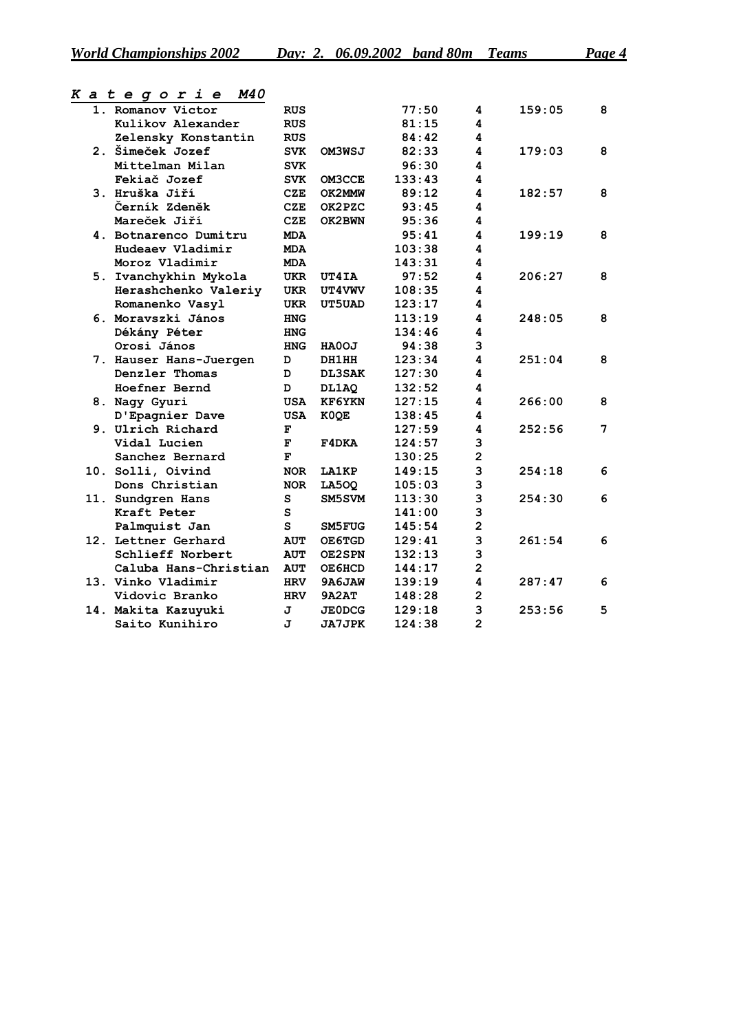## *Kategorie M40*

| Pl. | Name | Country | Call | Time | Points | Team time | Team points |
|---|---|---|---|---|---|---|---|
| 1. | Romanov Victor | RUS | | 77:50 | 4 | 159:05 | 8 |
| | Kulikov Alexander | RUS | | 81:15 | 4 | | |
| | Zelensky Konstantin | RUS | | 84:42 | 4 | | |
| 2. | Šimeček Jozef | SVK | OM3WSJ | 82:33 | 4 | 179:03 | 8 |
| | Mittelman Milan | SVK | | 96:30 | 4 | | |
| | Fekiač Jozef | SVK | OM3CCE | 133:43 | 4 | | |
| 3. | Hruška Jiří | CZE | OK2MMW | 89:12 | 4 | 182:57 | 8 |
| | Černík Zdeněk | CZE | OK2PZC | 93:45 | 4 | | |
| | Mareček Jiří | CZE | OK2BWN | 95:36 | 4 | | |
| 4. | Botnarenco Dumitru | MDA | | 95:41 | 4 | 199:19 | 8 |
| | Hudeaev Vladimir | MDA | | 103:38 | 4 | | |
| | Moroz Vladimir | MDA | | 143:31 | 4 | | |
| 5. | Ivanchykhin Mykola | UKR | UT4IA | 97:52 | 4 | 206:27 | 8 |
| | Herashchenko Valeriy | UKR | UT4VWV | 108:35 | 4 | | |
| | Romanenko Vasyl | UKR | UT5UAD | 123:17 | 4 | | |
| 6. | Moravszki János | HNG | | 113:19 | 4 | 248:05 | 8 |
| | Dékány Péter | HNG | | 134:46 | 4 | | |
| | Orosi János | HNG | HA0OJ | 94:38 | 3 | | |
| 7. | Hauser Hans-Juergen | D | DH1HH | 123:34 | 4 | 251:04 | 8 |
| | Denzler Thomas | D | DL3SAK | 127:30 | 4 | | |
| | Hoefner Bernd | D | DL1AQ | 132:52 | 4 | | |
| 8. | Nagy Gyuri | USA | KF6YKN | 127:15 | 4 | 266:00 | 8 |
| | D'Epagnier Dave | USA | K0QE | 138:45 | 4 | | |
| 9. | Ulrich Richard | F | | 127:59 | 4 | 252:56 | 7 |
| | Vidal Lucien | F | F4DKA | 124:57 | 3 | | |
| | Sanchez Bernard | F | | 130:25 | 2 | | |
| 10. | Solli, Oivind | NOR | LA1KP | 149:15 | 3 | 254:18 | 6 |
| | Dons Christian | NOR | LA5OQ | 105:03 | 3 | | |
| 11. | Sundgren Hans | S | SM5SVM | 113:30 | 3 | 254:30 | 6 |
| | Kraft Peter | S | | 141:00 | 3 | | |
| | Palmquist Jan | S | SM5FUG | 145:54 | 2 | | |
| 12. | Lettner Gerhard | AUT | OE6TGD | 129:41 | 3 | 261:54 | 6 |
| | Schlieff Norbert | AUT | OE2SPN | 132:13 | 3 | | |
| | Caluba Hans-Christian | AUT | OE6HCD | 144:17 | 2 | | |
| 13. | Vinko Vladimir | HRV | 9A6JAW | 139:19 | 4 | 287:47 | 6 |
| | Vidovic Branko | HRV | 9A2AT | 148:28 | 2 | | |
| 14. | Makita Kazuyuki | J | JE0DCG | 129:18 | 3 | 253:56 | 5 |
| | Saito Kunihiro | J | JA7JPK | 124:38 | 2 | | |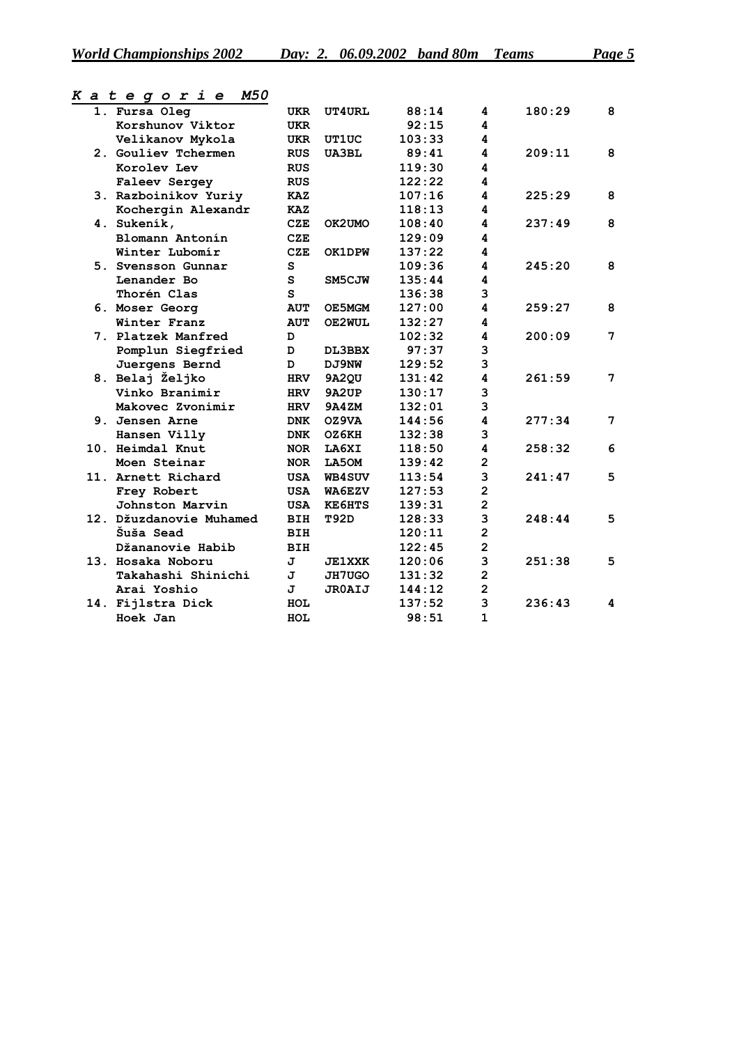## *Kategorie M50*

| | Name | Country | Call | Time | Points | Team time | Team points |
|---|---|---|---|---|---|---|---|
| 1. | Fursa Oleg | UKR | UT4URL | 88:14 | 4 | 180:29 | 8 |
| | Korshunov Viktor | UKR | | 92:15 | 4 | | |
| | Velikanov Mykola | UKR | UT1UC | 103:33 | 4 | | |
| 2. | Gouliev Tchermen | RUS | UA3BL | 89:41 | 4 | 209:11 | 8 |
| | Korolev Lev | RUS | | 119:30 | 4 | | |
| | Faleev Sergey | RUS | | 122:22 | 4 | | |
| 3. | Razboinikov Yuriy | KAZ | | 107:16 | 4 | 225:29 | 8 |
| | Kochergin Alexandr | KAZ | | 118:13 | 4 | | |
| 4. | Sukeník, | CZE | OK2UMO | 108:40 | 4 | 237:49 | 8 |
| | Blomann Antonín | CZE | | 129:09 | 4 | | |
| | Winter Lubomír | CZE | OK1DPW | 137:22 | 4 | | |
| 5. | Svensson Gunnar | S | | 109:36 | 4 | 245:20 | 8 |
| | Lenander Bo | S | SM5CJW | 135:44 | 4 | | |
| | Thorén Clas | S | | 136:38 | 3 | | |
| 6. | Moser Georg | AUT | OE5MGM | 127:00 | 4 | 259:27 | 8 |
| | Winter Franz | AUT | OE2WUL | 132:27 | 4 | | |
| 7. | Platzek Manfred | D | | 102:32 | 4 | 200:09 | 7 |
| | Pomplun Siegfried | D | DL3BBX | 97:37 | 3 | | |
| | Juergens Bernd | D | DJ9NW | 129:52 | 3 | | |
| 8. | Belaj Željko | HRV | 9A2QU | 131:42 | 4 | 261:59 | 7 |
| | Vinko Branimir | HRV | 9A2UP | 130:17 | 3 | | |
| | Makovec Zvonimir | HRV | 9A4ZM | 132:01 | 3 | | |
| 9. | Jensen Arne | DNK | OZ9VA | 144:56 | 4 | 277:34 | 7 |
| | Hansen Villy | DNK | OZ6KH | 132:38 | 3 | | |
| 10. | Heimdal Knut | NOR | LA6XI | 118:50 | 4 | 258:32 | 6 |
| | Moen Steinar | NOR | LA5OM | 139:42 | 2 | | |
| 11. | Arnett Richard | USA | WB4SUV | 113:54 | 3 | 241:47 | 5 |
| | Frey Robert | USA | WA6EZV | 127:53 | 2 | | |
| | Johnston Marvin | USA | KE6HTS | 139:31 | 2 | | |
| 12. | Džuzdanovie Muhamed | BIH | T92D | 128:33 | 3 | 248:44 | 5 |
| | Šuša Sead | BIH | | 120:11 | 2 | | |
| | Džananovie Habib | BIH | | 122:45 | 2 | | |
| 13. | Hosaka Noboru | J | JE1XXK | 120:06 | 3 | 251:38 | 5 |
| | Takahashi Shinichi | J | JH7UGO | 131:32 | 2 | | |
| | Arai Yoshio | J | JR0AIJ | 144:12 | 2 | | |
| 14. | Fijlstra Dick | HOL | | 137:52 | 3 | 236:43 | 4 |
| | Hoek Jan | HOL | | 98:51 | 1 | | |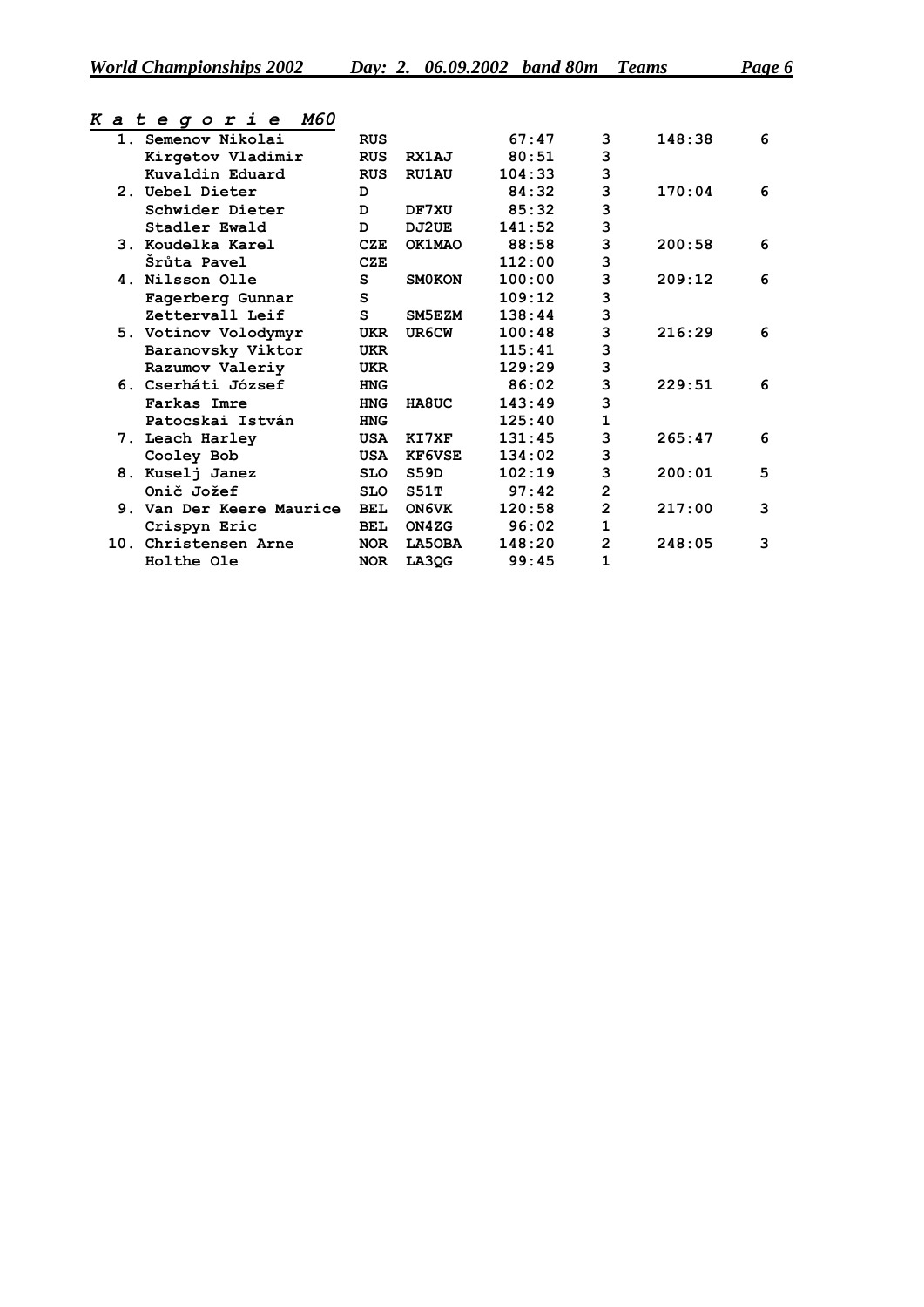## *K a t e g o r i e  M60*

| | | | | | | | |
|---|---|---|---|---|---|---|---|
| 1. | Semenov Nikolai | RUS | | 67:47 | 3 | 148:38 | 6 |
| | Kirgetov Vladimir | RUS | RX1AJ | 80:51 | 3 | | |
| | Kuvaldin Eduard | RUS | RU1AU | 104:33 | 3 | | |
| 2. | Uebel Dieter | D | | 84:32 | 3 | 170:04 | 6 |
| | Schwider Dieter | D | DF7XU | 85:32 | 3 | | |
| | Stadler Ewald | D | DJ2UE | 141:52 | 3 | | |
| 3. | Koudelka Karel | CZE | OK1MAO | 88:58 | 3 | 200:58 | 6 |
| | Šrůta Pavel | CZE | | 112:00 | 3 | | |
| 4. | Nilsson Olle | S | SM0KON | 100:00 | 3 | 209:12 | 6 |
| | Fagerberg Gunnar | S | | 109:12 | 3 | | |
| | Zettervall Leif | S | SM5EZM | 138:44 | 3 | | |
| 5. | Votinov Volodymyr | UKR | UR6CW | 100:48 | 3 | 216:29 | 6 |
| | Baranovsky Viktor | UKR | | 115:41 | 3 | | |
| | Razumov Valeriy | UKR | | 129:29 | 3 | | |
| 6. | Cserháti József | HNG | | 86:02 | 3 | 229:51 | 6 |
| | Farkas Imre | HNG | HA8UC | 143:49 | 3 | | |
| | Patocskai István | HNG | | 125:40 | 1 | | |
| 7. | Leach Harley | USA | KI7XF | 131:45 | 3 | 265:47 | 6 |
| | Cooley Bob | USA | KF6VSE | 134:02 | 3 | | |
| 8. | Kuselj Janez | SLO | S59D | 102:19 | 3 | 200:01 | 5 |
| | Onič Jožef | SLO | S51T | 97:42 | 2 | | |
| 9. | Van Der Keere Maurice | BEL | ON6VK | 120:58 | 2 | 217:00 | 3 |
| | Crispyn Eric | BEL | ON4ZG | 96:02 | 1 | | |
| 10. | Christensen Arne | NOR | LA5OBA | 148:20 | 2 | 248:05 | 3 |
| | Holthe Ole | NOR | LA3QG | 99:45 | 1 | | |